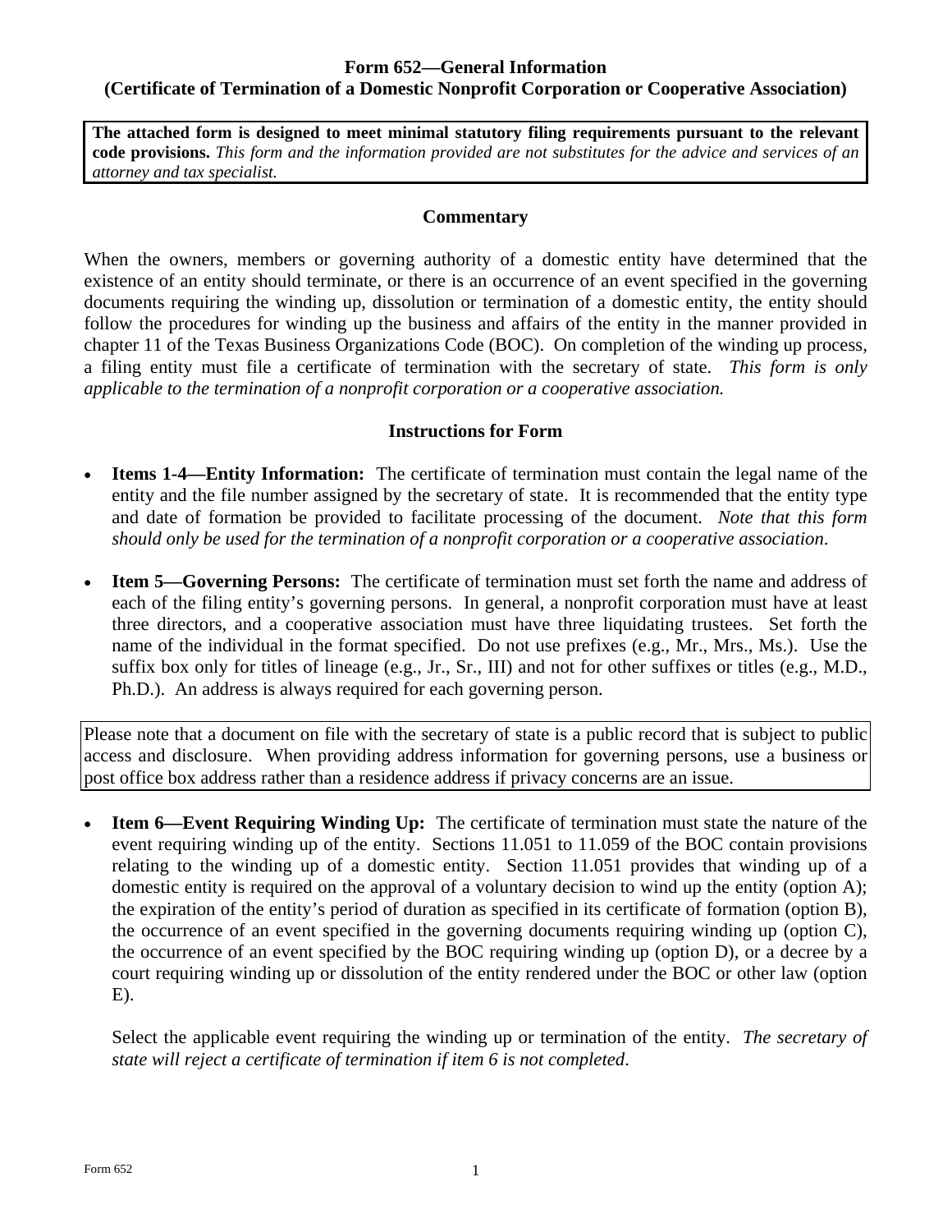# Form 652—General Information
## (Certificate of Termination of a Domestic Nonprofit Corporation or Cooperative Association)

**The attached form is designed to meet minimal statutory filing requirements pursuant to the relevant code provisions.** *This form and the information provided are not substitutes for the advice and services of an attorney and tax specialist.*

### Commentary

When the owners, members or governing authority of a domestic entity have determined that the existence of an entity should terminate, or there is an occurrence of an event specified in the governing documents requiring the winding up, dissolution or termination of a domestic entity, the entity should follow the procedures for winding up the business and affairs of the entity in the manner provided in chapter 11 of the Texas Business Organizations Code (BOC). On completion of the winding up process, a filing entity must file a certificate of termination with the secretary of state. *This form is only applicable to the termination of a nonprofit corporation or a cooperative association.*

### Instructions for Form

- **Items 1-4—Entity Information:** The certificate of termination must contain the legal name of the entity and the file number assigned by the secretary of state. It is recommended that the entity type and date of formation be provided to facilitate processing of the document. *Note that this form should only be used for the termination of a nonprofit corporation or a cooperative association.*

- **Item 5—Governing Persons:** The certificate of termination must set forth the name and address of each of the filing entity's governing persons. In general, a nonprofit corporation must have at least three directors, and a cooperative association must have three liquidating trustees. Set forth the name of the individual in the format specified. Do not use prefixes (e.g., Mr., Mrs., Ms.). Use the suffix box only for titles of lineage (e.g., Jr., Sr., III) and not for other suffixes or titles (e.g., M.D., Ph.D.). An address is always required for each governing person.

Please note that a document on file with the secretary of state is a public record that is subject to public access and disclosure. When providing address information for governing persons, use a business or post office box address rather than a residence address if privacy concerns are an issue.

- **Item 6—Event Requiring Winding Up:** The certificate of termination must state the nature of the event requiring winding up of the entity. Sections 11.051 to 11.059 of the BOC contain provisions relating to the winding up of a domestic entity. Section 11.051 provides that winding up of a domestic entity is required on the approval of a voluntary decision to wind up the entity (option A); the expiration of the entity's period of duration as specified in its certificate of formation (option B), the occurrence of an event specified in the governing documents requiring winding up (option C), the occurrence of an event specified by the BOC requiring winding up (option D), or a decree by a court requiring winding up or dissolution of the entity rendered under the BOC or other law (option E).

  Select the applicable event requiring the winding up or termination of the entity. *The secretary of state will reject a certificate of termination if item 6 is not completed.*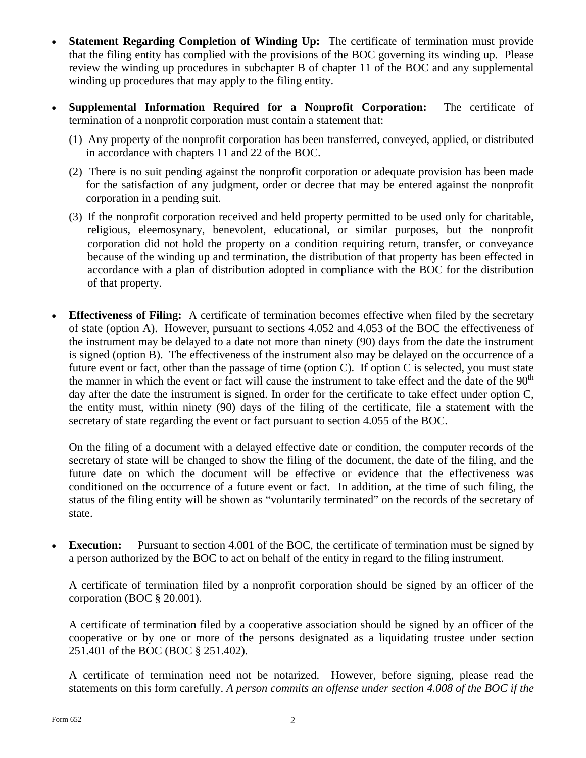- **Statement Regarding Completion of Winding Up:** The certificate of termination must provide that the filing entity has complied with the provisions of the BOC governing its winding up. Please review the winding up procedures in subchapter B of chapter 11 of the BOC and any supplemental winding up procedures that may apply to the filing entity.

- **Supplemental Information Required for a Nonprofit Corporation:** The certificate of termination of a nonprofit corporation must contain a statement that:

  (1) Any property of the nonprofit corporation has been transferred, conveyed, applied, or distributed in accordance with chapters 11 and 22 of the BOC.

  (2) There is no suit pending against the nonprofit corporation or adequate provision has been made for the satisfaction of any judgment, order or decree that may be entered against the nonprofit corporation in a pending suit.

  (3) If the nonprofit corporation received and held property permitted to be used only for charitable, religious, eleemosynary, benevolent, educational, or similar purposes, but the nonprofit corporation did not hold the property on a condition requiring return, transfer, or conveyance because of the winding up and termination, the distribution of that property has been effected in accordance with a plan of distribution adopted in compliance with the BOC for the distribution of that property.

- **Effectiveness of Filing:** A certificate of termination becomes effective when filed by the secretary of state (option A). However, pursuant to sections 4.052 and 4.053 of the BOC the effectiveness of the instrument may be delayed to a date not more than ninety (90) days from the date the instrument is signed (option B). The effectiveness of the instrument also may be delayed on the occurrence of a future event or fact, other than the passage of time (option C). If option C is selected, you must state the manner in which the event or fact will cause the instrument to take effect and the date of the 90th day after the date the instrument is signed. In order for the certificate to take effect under option C, the entity must, within ninety (90) days of the filing of the certificate, file a statement with the secretary of state regarding the event or fact pursuant to section 4.055 of the BOC.

  On the filing of a document with a delayed effective date or condition, the computer records of the secretary of state will be changed to show the filing of the document, the date of the filing, and the future date on which the document will be effective or evidence that the effectiveness was conditioned on the occurrence of a future event or fact. In addition, at the time of such filing, the status of the filing entity will be shown as "voluntarily terminated" on the records of the secretary of state.

- **Execution:** Pursuant to section 4.001 of the BOC, the certificate of termination must be signed by a person authorized by the BOC to act on behalf of the entity in regard to the filing instrument.

  A certificate of termination filed by a nonprofit corporation should be signed by an officer of the corporation (BOC § 20.001).

  A certificate of termination filed by a cooperative association should be signed by an officer of the cooperative or by one or more of the persons designated as a liquidating trustee under section 251.401 of the BOC (BOC § 251.402).

  A certificate of termination need not be notarized. However, before signing, please read the statements on this form carefully. *A person commits an offense under section 4.008 of the BOC if the*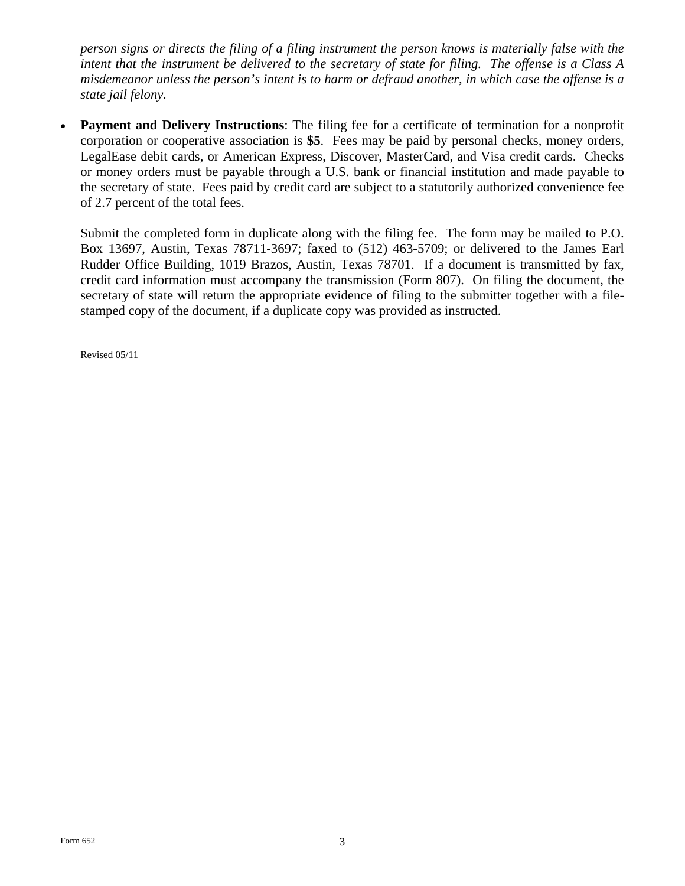*person signs or directs the filing of a filing instrument the person knows is materially false with the intent that the instrument be delivered to the secretary of state for filing. The offense is a Class A misdemeanor unless the person's intent is to harm or defraud another, in which case the offense is a state jail felony.*

- **Payment and Delivery Instructions**: The filing fee for a certificate of termination for a nonprofit corporation or cooperative association is **$5**. Fees may be paid by personal checks, money orders, LegalEase debit cards, or American Express, Discover, MasterCard, and Visa credit cards. Checks or money orders must be payable through a U.S. bank or financial institution and made payable to the secretary of state. Fees paid by credit card are subject to a statutorily authorized convenience fee of 2.7 percent of the total fees.

  Submit the completed form in duplicate along with the filing fee. The form may be mailed to P.O. Box 13697, Austin, Texas 78711-3697; faxed to (512) 463-5709; or delivered to the James Earl Rudder Office Building, 1019 Brazos, Austin, Texas 78701. If a document is transmitted by fax, credit card information must accompany the transmission (Form 807). On filing the document, the secretary of state will return the appropriate evidence of filing to the submitter together with a file-stamped copy of the document, if a duplicate copy was provided as instructed.

Revised 05/11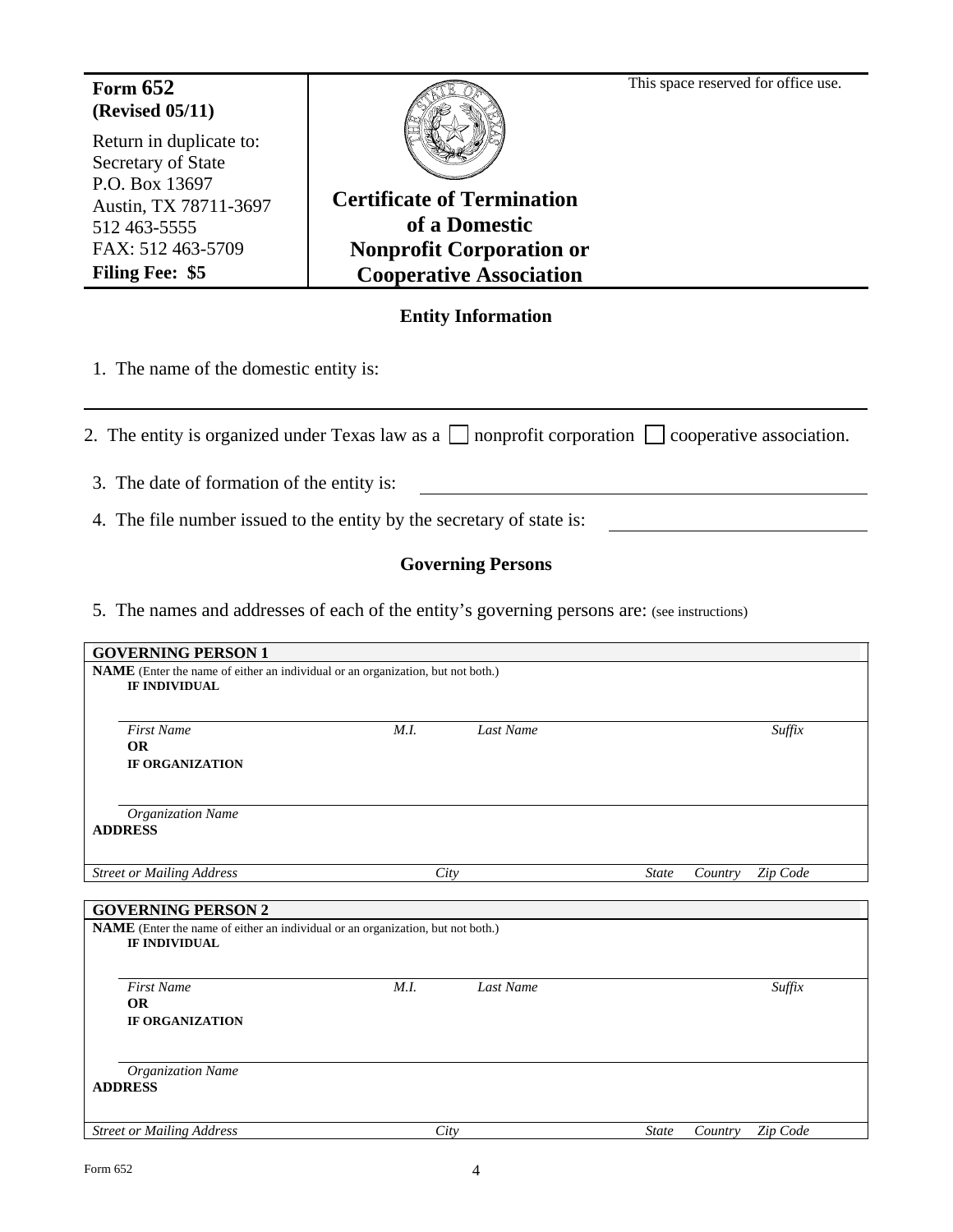**Form 652**
**(Revised 05/11)**

Return in duplicate to:
Secretary of State
P.O. Box 13697
Austin, TX 78711-3697
512 463-5555
FAX: 512 463-5709
**Filing Fee: $5**

# Certificate of Termination of a Domestic Nonprofit Corporation or Cooperative Association

This space reserved for office use.

## Entity Information

1. The name of the domestic entity is:

______________________________________________

2. The entity is organized under Texas law as a ☐ nonprofit corporation ☐ cooperative association.

3. The date of formation of the entity is: ______________________

4. The file number issued to the entity by the secretary of state is: ______________________

## Governing Persons

5. The names and addresses of each of the entity's governing persons are: (see instructions)

**GOVERNING PERSON 1**

**NAME** (Enter the name of either an individual or an organization, but not both.)

**IF INDIVIDUAL**

| *First Name* | *M.I.* | *Last Name* | *Suffix* |
|---|---|---|---|
| | | | |

**OR**

**IF ORGANIZATION**

*Organization Name*

**ADDRESS**

| *Street or Mailing Address* | *City* | *State* | *Country* | *Zip Code* |
|---|---|---|---|---|
| | | | | |

**GOVERNING PERSON 2**

**NAME** (Enter the name of either an individual or an organization, but not both.)

**IF INDIVIDUAL**

| *First Name* | *M.I.* | *Last Name* | *Suffix* |
|---|---|---|---|
| | | | |

**OR**

**IF ORGANIZATION**

*Organization Name*

**ADDRESS**

| *Street or Mailing Address* | *City* | *State* | *Country* | *Zip Code* |
|---|---|---|---|---|
| | | | | |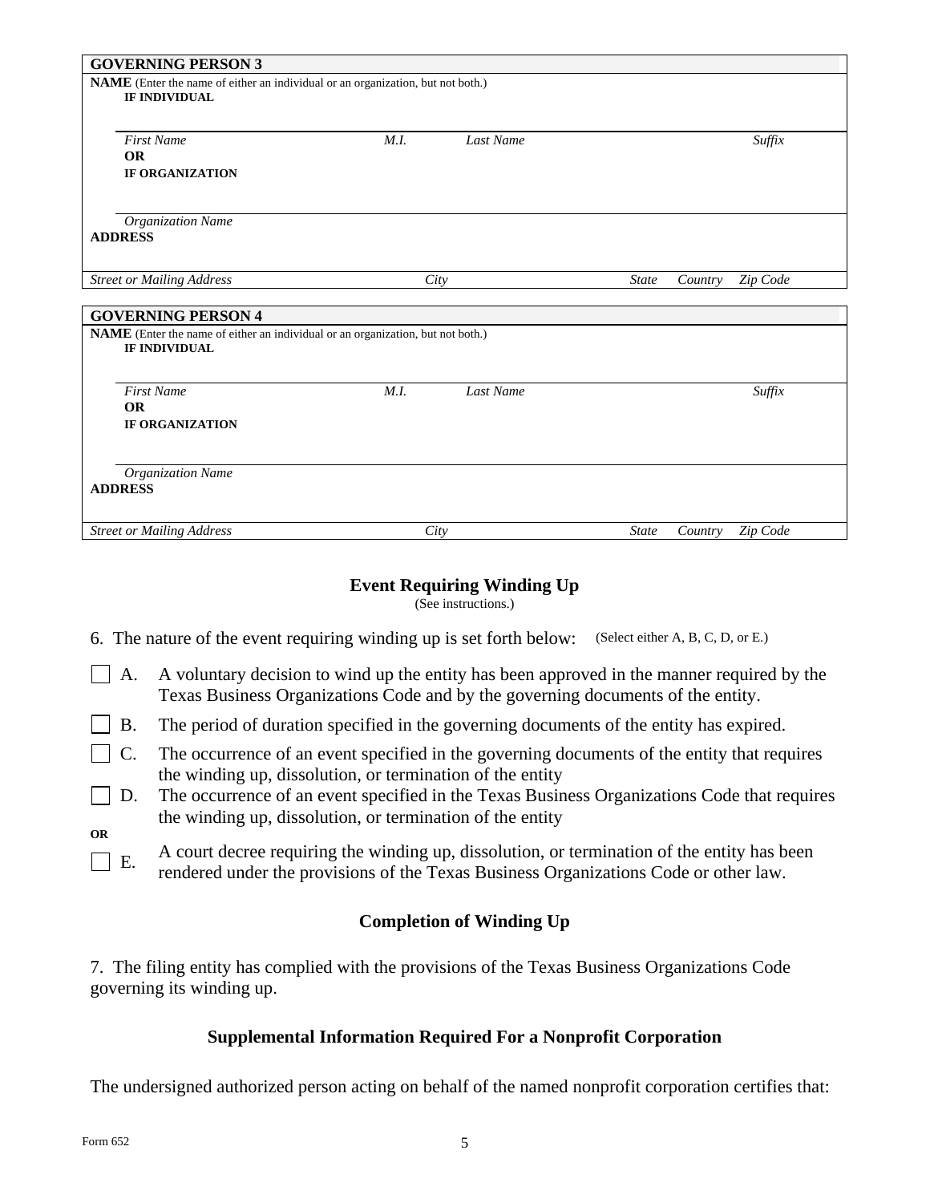**GOVERNING PERSON 3**

**NAME** (Enter the name of either an individual or an organization, but not both.)

**IF INDIVIDUAL**

| *First Name* | *M.I.* | *Last Name* | *Suffix* |
|---|---|---|---|
| | | | |

**OR**

**IF ORGANIZATION**

*Organization Name*

**ADDRESS**

| *Street or Mailing Address* | *City* | *State* | *Country* | *Zip Code* |
|---|---|---|---|---|
| | | | | |

**GOVERNING PERSON 4**

**NAME** (Enter the name of either an individual or an organization, but not both.)

**IF INDIVIDUAL**

| *First Name* | *M.I.* | *Last Name* | *Suffix* |
|---|---|---|---|
| | | | |

**OR**

**IF ORGANIZATION**

*Organization Name*

**ADDRESS**

| *Street or Mailing Address* | *City* | *State* | *Country* | *Zip Code* |
|---|---|---|---|---|
| | | | | |

## Event Requiring Winding Up

(See instructions.)

6. The nature of the event requiring winding up is set forth below: (Select either A, B, C, D, or E.)

☐ A. A voluntary decision to wind up the entity has been approved in the manner required by the Texas Business Organizations Code and by the governing documents of the entity.

☐ B. The period of duration specified in the governing documents of the entity has expired.

☐ C. The occurrence of an event specified in the governing documents of the entity that requires the winding up, dissolution, or termination of the entity

☐ D. The occurrence of an event specified in the Texas Business Organizations Code that requires the winding up, dissolution, or termination of the entity

**OR**

☐ E. A court decree requiring the winding up, dissolution, or termination of the entity has been rendered under the provisions of the Texas Business Organizations Code or other law.

## Completion of Winding Up

7. The filing entity has complied with the provisions of the Texas Business Organizations Code governing its winding up.

## Supplemental Information Required For a Nonprofit Corporation

The undersigned authorized person acting on behalf of the named nonprofit corporation certifies that: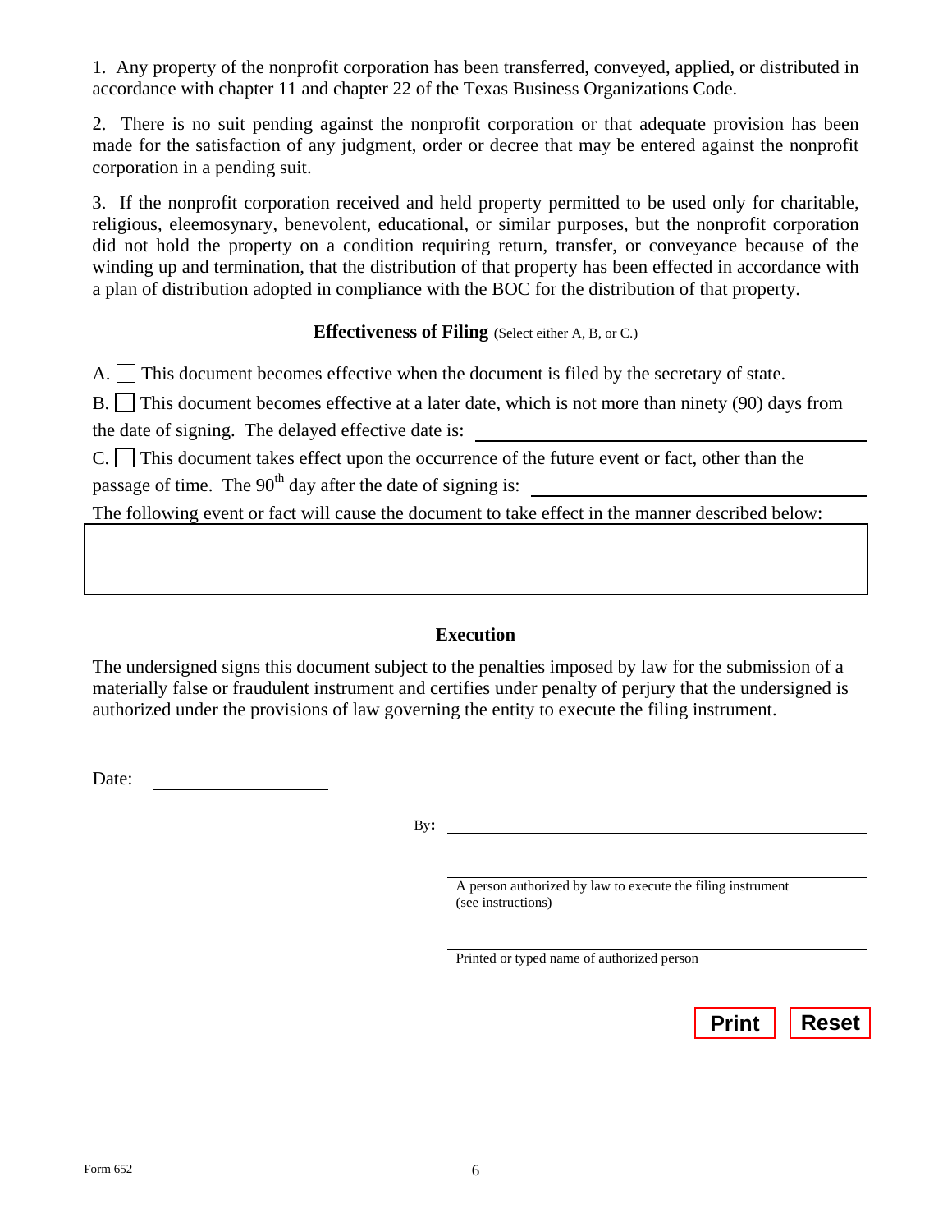1. Any property of the nonprofit corporation has been transferred, conveyed, applied, or distributed in accordance with chapter 11 and chapter 22 of the Texas Business Organizations Code.

2. There is no suit pending against the nonprofit corporation or that adequate provision has been made for the satisfaction of any judgment, order or decree that may be entered against the nonprofit corporation in a pending suit.

3. If the nonprofit corporation received and held property permitted to be used only for charitable, religious, eleemosynary, benevolent, educational, or similar purposes, but the nonprofit corporation did not hold the property on a condition requiring return, transfer, or conveyance because of the winding up and termination, that the distribution of that property has been effected in accordance with a plan of distribution adopted in compliance with the BOC for the distribution of that property.

### Effectiveness of Filing (Select either A, B, or C.)

A. ☐ This document becomes effective when the document is filed by the secretary of state.

B. ☐ This document becomes effective at a later date, which is not more than ninety (90) days from the date of signing. The delayed effective date is: ______________________________

C. ☐ This document takes effect upon the occurrence of the future event or fact, other than the passage of time. The 90th day after the date of signing is: ______________________________

The following event or fact will cause the document to take effect in the manner described below:

| |
|---|
| |

### Execution

The undersigned signs this document subject to the penalties imposed by law for the submission of a materially false or fraudulent instrument and certifies under penalty of perjury that the undersigned is authorized under the provisions of law governing the entity to execute the filing instrument.

Date: ____________________

By: ______________________________

______________________________
A person authorized by law to execute the filing instrument (see instructions)

______________________________
Printed or typed name of authorized person

Print | Reset

Form 652